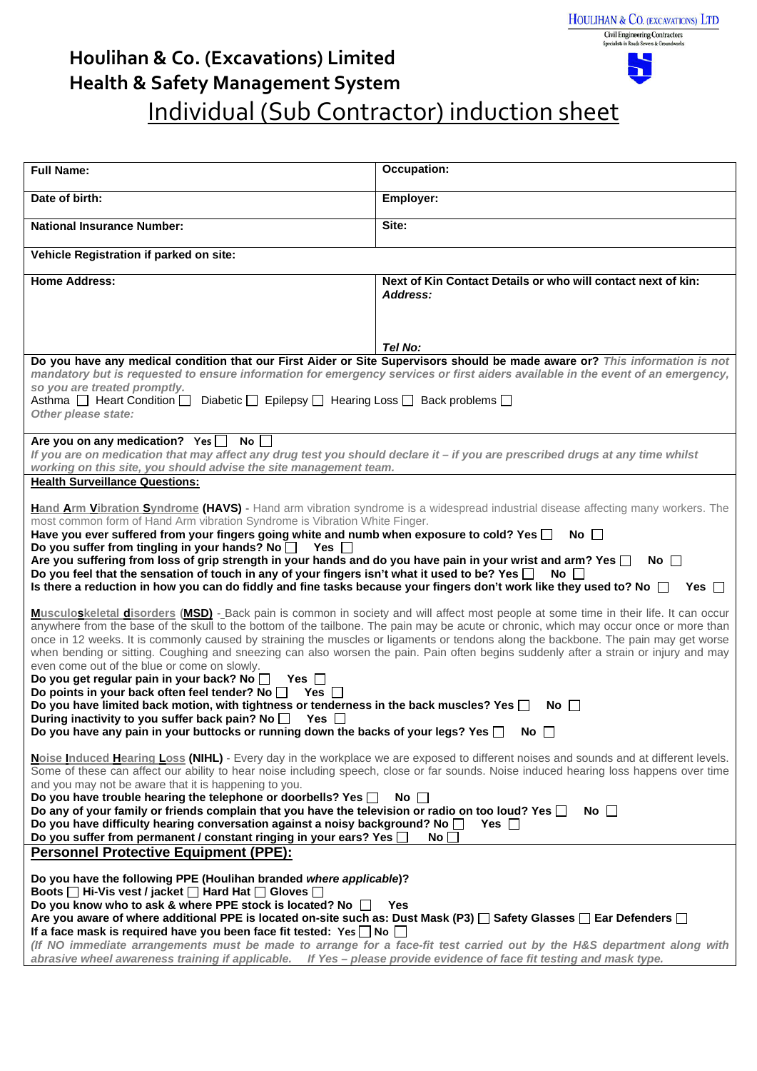HOULIHAN & CO. (EXCAVATIONS) LTD
Civil Engineering Contractors
Specialists in Roads Sewers & Groundworks

# Houlihan & Co. (Excavations) Limited
# Health & Safety Management System

## Individual (Sub Contractor) induction sheet

| **Full Name:** | **Occupation:** |
|---|---|
| **Date of birth:** | **Employer:** |
| **National Insurance Number:** | **Site:** |
| **Vehicle Registration if parked on site:** | |
| **Home Address:** | **Next of Kin Contact Details or who will contact next of kin:** *Address:* <br><br> *Tel No:* |

**Do you have any medical condition that our First Aider or Site Supervisors should be made aware or?** *This information is not mandatory but is requested to ensure information for emergency services or first aiders available in the event of an emergency, so you are treated promptly.*

Asthma ☐ Heart Condition ☐ Diabetic ☐ Epilepsy ☐ Hearing Loss ☐ Back problems ☐

*Other please state:*

**Are you on any medication? Yes ☐ No ☐**

*If you are on medication that may affect any drug test you should declare it – if you are prescribed drugs at any time whilst working on this site, you should advise the site management team.*

**Health Surveillance Questions:**

**Hand Arm Vibration Syndrome (HAVS)** - Hand arm vibration syndrome is a widespread industrial disease affecting many workers. The most common form of Hand Arm vibration Syndrome is Vibration White Finger.

**Have you ever suffered from your fingers going white and numb when exposure to cold? Yes ☐ No ☐**
**Do you suffer from tingling in your hands? No ☐ Yes ☐**
**Are you suffering from loss of grip strength in your hands and do you have pain in your wrist and arm? Yes ☐ No ☐**
**Do you feel that the sensation of touch in any of your fingers isn't what it used to be? Yes ☐ No ☐**
**Is there a reduction in how you can do fiddly and fine tasks because your fingers don't work like they used to? No ☐ Yes ☐**

**Musculoskeletal disorders (MSD)** - Back pain is common in society and will affect most people at some time in their life. It can occur anywhere from the base of the skull to the bottom of the tailbone. The pain may be acute or chronic, which may occur once or more than once in 12 weeks. It is commonly caused by straining the muscles or ligaments or tendons along the backbone. The pain may get worse when bending or sitting. Coughing and sneezing can also worsen the pain. Pain often begins suddenly after a strain or injury and may even come out of the blue or come on slowly.

**Do you get regular pain in your back? No ☐ Yes ☐**
**Do points in your back often feel tender? No ☐ Yes ☐**
**Do you have limited back motion, with tightness or tenderness in the back muscles? Yes ☐ No ☐**
**During inactivity to you suffer back pain? No ☐ Yes ☐**
**Do you have any pain in your buttocks or running down the backs of your legs? Yes ☐ No ☐**

**Noise Induced Hearing Loss (NIHL)** - Every day in the workplace we are exposed to different noises and sounds and at different levels. Some of these can affect our ability to hear noise including speech, close or far sounds. Noise induced hearing loss happens over time and you may not be aware that it is happening to you.

**Do you have trouble hearing the telephone or doorbells? Yes ☐ No ☐**
**Do any of your family or friends complain that you have the television or radio on too loud? Yes ☐ No ☐**
**Do you have difficulty hearing conversation against a noisy background? No ☐ Yes ☐**
**Do you suffer from permanent / constant ringing in your ears? Yes ☐ No ☐**

## Personnel Protective Equipment (PPE):

**Do you have the following PPE (Houlihan branded *where applicable*)?**
**Boots ☐ Hi-Vis vest / jacket ☐ Hard Hat ☐ Gloves ☐**
**Do you know who to ask & where PPE stock is located? No ☐ Yes**
**Are you aware of where additional PPE is located on-site such as: Dust Mask (P3) ☐ Safety Glasses ☐ Ear Defenders ☐**
**If a face mask is required have you been face fit tested: Yes ☐ No ☐**

*(If NO immediate arrangements must be made to arrange for a face-fit test carried out by the H&S department along with abrasive wheel awareness training if applicable. If Yes – please provide evidence of face fit testing and mask type.*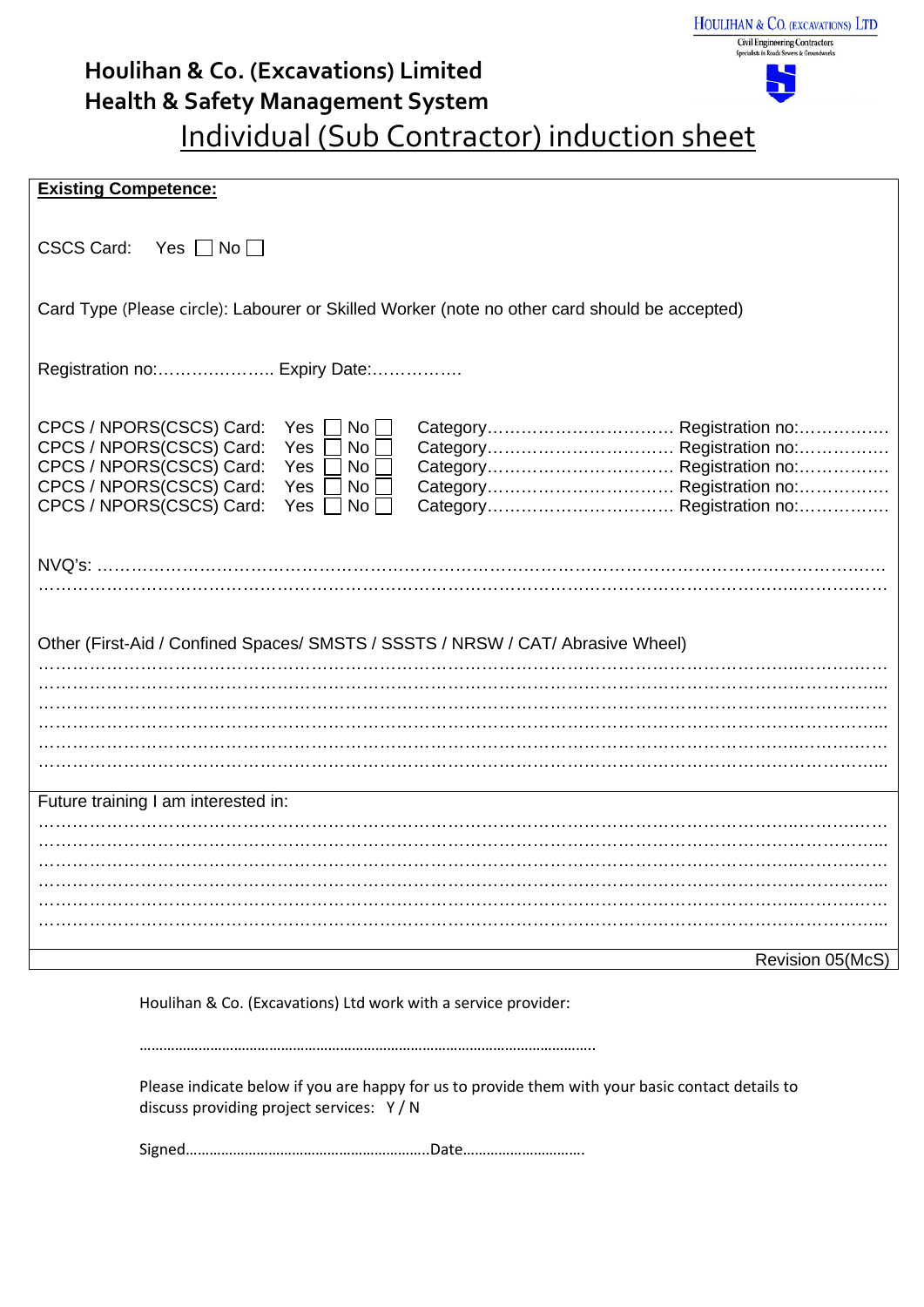# Houlihan & Co. (Excavations) Limited
# Health & Safety Management System

## Individual (Sub Contractor) induction sheet

**Existing Competence:**

CSCS Card: Yes ☐ No ☐

Card Type (Please circle): Labourer or Skilled Worker (note no other card should be accepted)

Registration no:………………… Expiry Date:…………….

CPCS / NPORS(CSCS) Card: Yes ☐ No ☐ Category…………………………… Registration no:…………….
CPCS / NPORS(CSCS) Card: Yes ☐ No ☐ Category…………………………… Registration no:…………….
CPCS / NPORS(CSCS) Card: Yes ☐ No ☐ Category…………………………… Registration no:…………….
CPCS / NPORS(CSCS) Card: Yes ☐ No ☐ Category…………………………… Registration no:…………….
CPCS / NPORS(CSCS) Card: Yes ☐ No ☐ Category…………………………… Registration no:…………….

NVQ's: ……………………………………………………………………………………………………………………
………………………………………………………………………………………………………………………………

Other (First-Aid / Confined Spaces/ SMSTS / SSSTS / NRSW / CAT/ Abrasive Wheel)
………………………………………………………………………………………………………………………………
………………………………………………………………………………………………………………………………
………………………………………………………………………………………………………………………………
………………………………………………………………………………………………………………………………
………………………………………………………………………………………………………………………………
………………………………………………………………………………………………………………………………

Future training I am interested in:
………………………………………………………………………………………………………………………………
………………………………………………………………………………………………………………………………
………………………………………………………………………………………………………………………………
………………………………………………………………………………………………………………………………
………………………………………………………………………………………………………………………………
………………………………………………………………………………………………………………………………

Revision 05(McS)

Houlihan & Co. (Excavations) Ltd work with a service provider:

……………………………………………………………………………………………………….

Please indicate below if you are happy for us to provide them with your basic contact details to discuss providing project services: Y / N

Signed…………………………………………………….Date………………………….